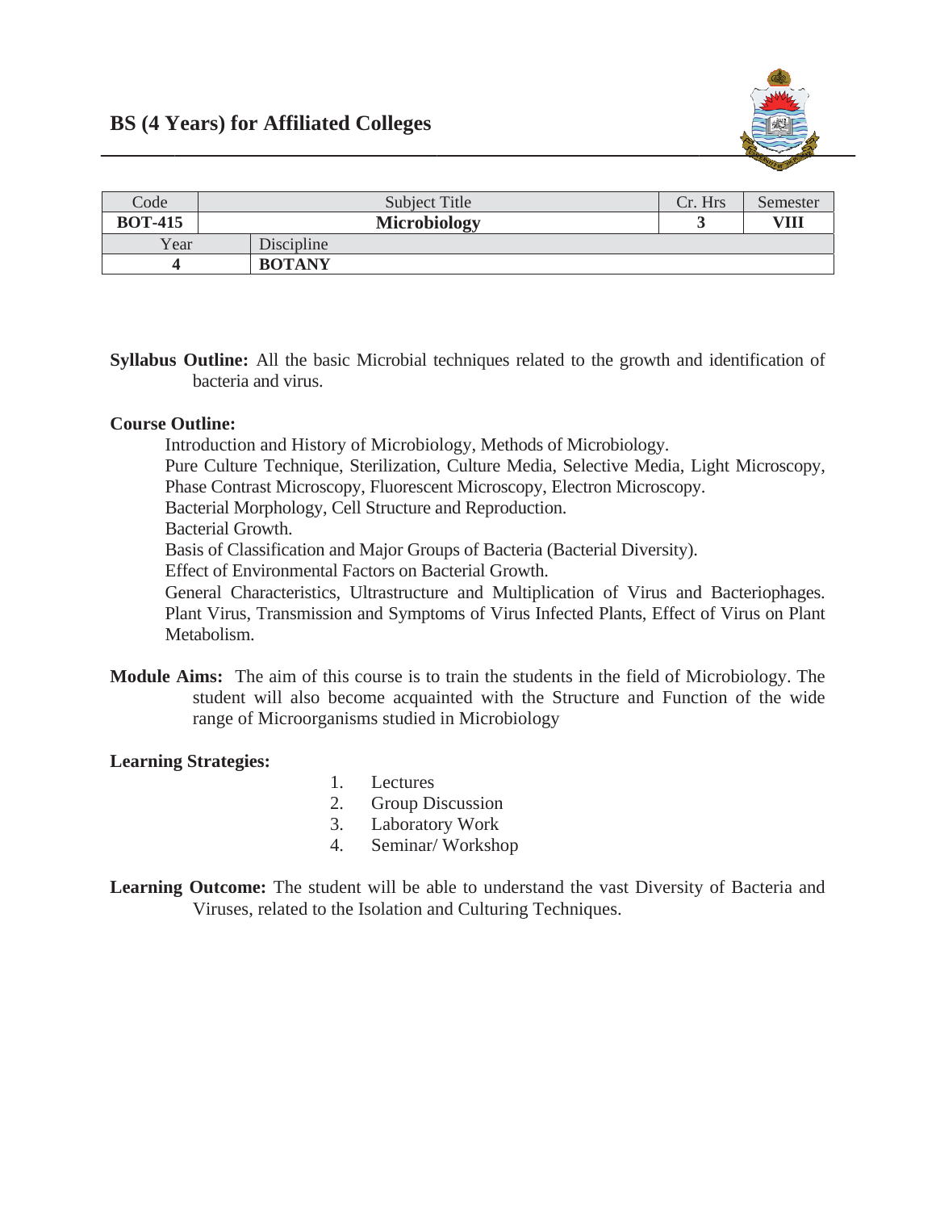# BS (4 Years) for Affiliated Colleges

| Code | Subject Title | | Cr. Hrs | Semester |
|---|---|---|---|---|
| **BOT-415** | **Microbiology** | | **3** | **VIII** |
| Year | Discipline | | | |
| **4** | **BOTANY** | | | |

**Syllabus Outline:** All the basic Microbial techniques related to the growth and identification of bacteria and virus.

**Course Outline:**

Introduction and History of Microbiology, Methods of Microbiology.
Pure Culture Technique, Sterilization, Culture Media, Selective Media, Light Microscopy, Phase Contrast Microscopy, Fluorescent Microscopy, Electron Microscopy.
Bacterial Morphology, Cell Structure and Reproduction.
Bacterial Growth.
Basis of Classification and Major Groups of Bacteria (Bacterial Diversity).
Effect of Environmental Factors on Bacterial Growth.
General Characteristics, Ultrastructure and Multiplication of Virus and Bacteriophages. Plant Virus, Transmission and Symptoms of Virus Infected Plants, Effect of Virus on Plant Metabolism.

**Module Aims:** The aim of this course is to train the students in the field of Microbiology. The student will also become acquainted with the Structure and Function of the wide range of Microorganisms studied in Microbiology

**Learning Strategies:**

1. Lectures
2. Group Discussion
3. Laboratory Work
4. Seminar/ Workshop

**Learning Outcome:** The student will be able to understand the vast Diversity of Bacteria and Viruses, related to the Isolation and Culturing Techniques.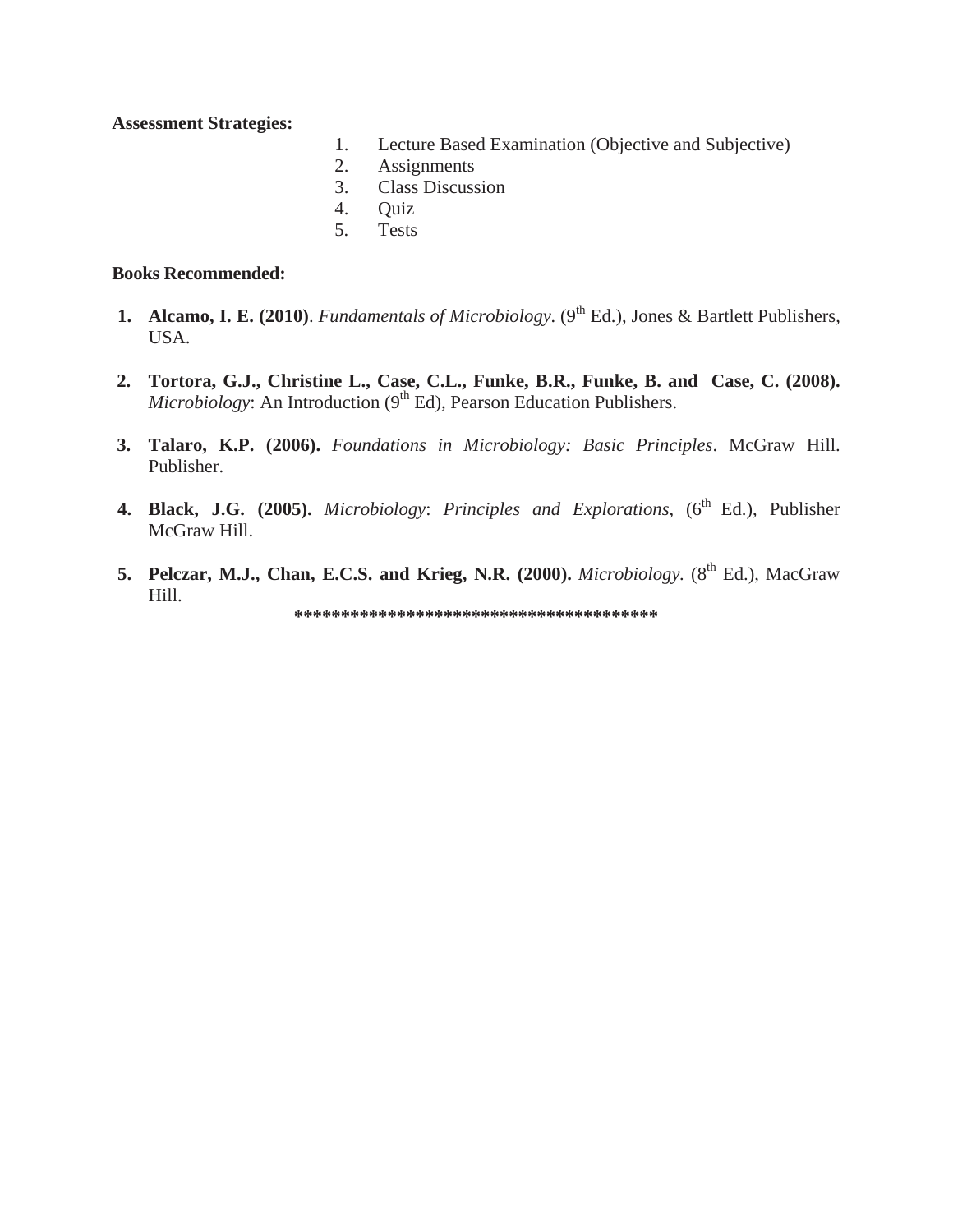**Assessment Strategies:**

1. Lecture Based Examination (Objective and Subjective)
2. Assignments
3. Class Discussion
4. Quiz
5. Tests

**Books Recommended:**

1. **Alcamo, I. E. (2010)**. *Fundamentals of Microbiology*. (9th Ed.), Jones & Bartlett Publishers, USA.

2. **Tortora, G.J., Christine L., Case, C.L., Funke, B.R., Funke, B. and Case, C. (2008).** *Microbiology*: An Introduction (9th Ed), Pearson Education Publishers.

3. **Talaro, K.P. (2006).** *Foundations in Microbiology: Basic Principles*. McGraw Hill. Publisher.

4. **Black, J.G. (2005).** *Microbiology*: *Principles and Explorations*, (6th Ed.), Publisher McGraw Hill.

5. **Pelczar, M.J., Chan, E.C.S. and Krieg, N.R. (2000).** *Microbiology.* (8th Ed.), MacGraw Hill.

**************************************